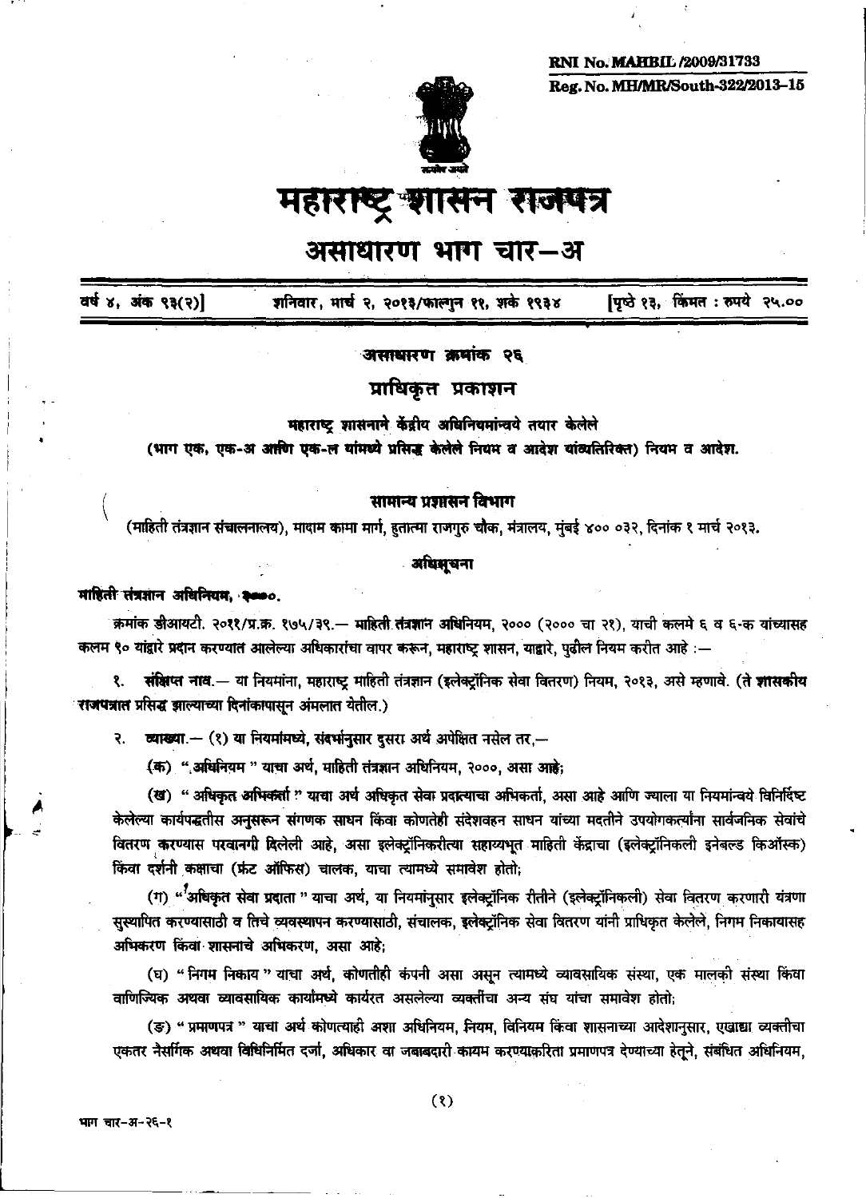RNI No. MAHBIL /2009/31733

Reg. No. MH/MR/South-322/2013-15

# महाराष्ट्र शासन राजपत्र

## असाधारण भाग चार—अ

वर्ष ४, अंक ९३(२)] शनिवार, मार्च २, २०१३/फाल्गुन ११, शके १९३४ [पृष्ठे १३, किंमत : रुपये २५.००

**असाधारण क्रमांक २६**

**प्राधिकृत प्रकाशन**

**महाराष्ट्र शासनाने केंद्रीय अधिनियमांन्वये तयार केलेले**

**(भाग एक, एक-अ आणि एक-ल यांमध्ये प्रसिद्ध केलेले नियम व आदेश यांव्यतिरिक्त) नियम व आदेश.**

**सामान्य प्रशासन विभाग**

(माहिती तंत्रज्ञान संचालनालय), मादाम कामा मार्ग, हुतात्मा राजगुरु चौक, मंत्रालय, मुंबई ४०० ०३२, दिनांक १ मार्च २०१३.

**अधिसूचना**

**माहिती तंत्रज्ञान अधिनियम, २०००.**

क्रमांक डीआयटी. २०११/प्र.क्र. १७५/३९.— **माहिती तंत्रज्ञान अधिनियम**, २००० (२००० चा २१), याची कलमे ६ व ६-क यांच्यासह कलम ९० यांद्वारे प्रदान करण्यात आलेल्या अधिकारांचा वापर करून, महाराष्ट्र शासन, याद्वारे, पुढील नियम करीत आहे :—

१. **संक्षिप्त नाव.**— या नियमांना, महाराष्ट्र माहिती तंत्रज्ञान (इलेक्ट्रॉनिक सेवा वितरण) नियम, २०१३, असे म्हणावे. (ते **शासकीय राजपत्रात** प्रसिद्ध झाल्याच्या दिनांकापासून अंमलात येतील.)

२. **व्याख्या.**— (१) या नियमांमध्ये, संदर्भानुसार दुसरा अर्थ अपेक्षित नसेल तर,—

(क) "**अधिनियम**" याचा अर्थ, माहिती तंत्रज्ञान अधिनियम, २०००, असा आहे;

(ख) "**अधिकृत अभिकर्ता**" याचा अर्थ अधिकृत सेवा प्रदात्याचा अभिकर्ता, असा आहे आणि ज्याला या नियमांन्वये विनिर्दिष्ट केलेल्या कार्यपद्धतीस अनुसरून संगणक साधन किंवा कोणतेही संदेशवहन साधन यांच्या मदतीने उपयोगकर्त्यांना सार्वजनिक सेवांचे वितरण करण्यास परवानगी दिलेली आहे, असा इलेक्ट्रॉनिकरीत्या सहाय्यभूत माहिती केंद्राचा (इलेक्ट्रॉनिकली इनेबल्ड किऑस्क) किंवा दर्शनी कक्षाचा (फ्रंट ऑफिस) चालक, याचा त्यामध्ये समावेश होतो;

(ग) "**अधिकृत सेवा प्रदाता**" याचा अर्थ, या नियमांनुसार इलेक्ट्रॉनिक रीतीने (इलेक्ट्रॉनिकली) सेवा वितरण करणारी यंत्रणा सुस्थापित करण्यासाठी व तिचे व्यवस्थापन करण्यासाठी, संचालक, इलेक्ट्रॉनिक सेवा वितरण यांनी प्राधिकृत केलेले, निगम निकायासह अभिकरण किंवा शासनाचे अभिकरण, असा आहे;

(घ) "**निगम निकाय**" याचा अर्थ, कोणतीही कंपनी असा असून त्यामध्ये व्यावसायिक संस्था, एक मालकी संस्था किंवा वाणिज्यिक अथवा व्यावसायिक कार्यांमध्ये कार्यरत असलेल्या व्यक्तींचा अन्य संघ यांचा समावेश होतो;

(ङ) "**प्रमाणपत्र**" याचा अर्थ कोणत्याही अशा अधिनियम, नियम, विनियम किंवा शासनाच्या आदेशानुसार, एखाद्या व्यक्तीचा एकतर नैसर्गिक अथवा विधिनिर्मित दर्जा, अधिकार वा जबाबदारी कायम करण्याकरिता प्रमाणपत्र देण्याच्या हेतूने, संबंधित अधिनियम,

भाग चार-अ-२६-१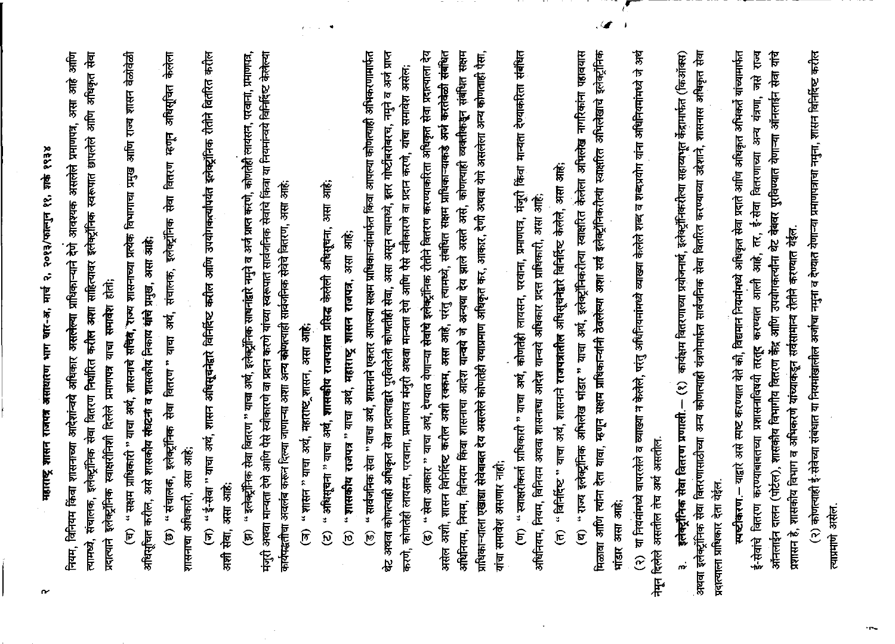नियम, विनियम किंवा शासनाच्या आदेशान्वये अधिकार असलेल्या प्राधिकाऱ्याने देणे आवश्यक असलेले प्रमाणपत्र, असा आहे आणि त्यामध्ये, संचालक, इलेक्ट्रॉनिक सेवा वितरण निश्चित करील अशा साहित्यावर इलेक्ट्रॉनिक स्वरूपात छापलेले आणि अधिकृत सेवा प्रदात्याने इलेक्ट्रॉनिक स्वाक्षरीनिशी दिलेले प्रमाणपत्र याचा समावेश होतो;

(च) " सक्षम प्राधिकारी " याचा अर्थ, शासनाचे सचिव, राज्य शासनाच्या प्रत्येक विभागाचा प्रमुख आणि राज्य शासन वेळोवेळी अधिसूचित करील, असे शासकीय संघटना व शासकीय निकाय यांचे प्रमुख, असा आहे;

(छ) " संचालक, इलेक्ट्रॉनिक सेवा वितरण " याचा अर्थ, संचालक, इलेक्ट्रॉनिक सेवा वितरण म्हणून अधिसूचित केलेला शासनाचा अधिकारी, असा आहे;

(ज) " ई-सेवा " याचा अर्थ, शासन अधिसूचनेद्वारे विनिर्दिष्ट करील आणि उपयोगकर्त्यांपर्यंत इलेक्ट्रॉनिक रीतीने वितरित करील अशी सेवा, असा आहे;

(झ) " इलेक्ट्रॉनिक सेवा वितरण " याचा अर्थ, इलेक्ट्रॉनिक साधनांद्वारे नमुने व अर्ज प्राप्त करणे, कोणतीही लायसन, परवाना, प्रमाणपत्र, मंजुरी अथवा मान्यता देणे आणि पैसे स्वीकारणे वा प्रदान करणे यांच्या स्वरूपात सार्वजनिक सेवांचे किंवा या नियमान्वये विनिर्दिष्ट केलेल्या कार्यपद्धतीचा अवलंब करून दिल्या जाणाऱ्या अशा अन्य कोणत्याही सार्वजनिक सेवेचे वितरण, असा आहे;

(ञ) " शासन " याचा अर्थ, महाराष्ट्र शासन, असा आहे;

(ट) " अधिसूचना " याचा अर्थ, शासकीय राजपत्रात प्रसिद्ध केलेली अधिसूचना, असा आहे;

(ठ) " शासकीय राजपत्र " याचा अर्थ, महाराष्ट्र शासन राजपत्र, असा आहे;

(ड) " सार्वजनिक सेवा " याचा अर्थ, शासनाने एकतर आपल्या सक्षम प्राधिकाऱ्यांमार्फत किंवा आपल्या कोणत्याही अभिकरणामार्फत थेट अथवा कोणत्याही अधिकृत सेवा प्रदात्याद्वारे पुरविलेली कोणतीही सेवा, असा असून त्यामध्ये, इतर गोष्टींबरोबरच, नमुने व अर्ज प्राप्त करणे, कोणतेही लायसन, परवाना, प्रमाणपत्र मंजुरी अथवा मान्यता देणे आणि पैसे स्वीकारणे वा प्रदान करणे, याचा समावेश असेल;

(ढ) " सेवा आकार " याचा अर्थ, देण्यात येणाऱ्या सेवांचे इलेक्ट्रॉनिक रीतीने वितरण करण्याकरिता अधिकृत सेवा प्रदात्याला देय असेल अशी, शासन विनिर्दिष्ट करील अशी रक्कम, असा आहे, परंतु त्यामध्ये, संबंधित सक्षम प्राधिकाऱ्याकडे अर्ज करतेवेळी संबंधित सक्षम अधिनियम, नियम, विनियम किंवा शासनाचा आदेश यान्वये जे अन्यथा देय झाले असते असे, कोणतीही व्यक्तिकडून संबंधित सक्षम प्राधिकाऱ्याला एखाद्या सेवेबाबत देय असलेले कोणतेही यथाप्रमाण अधिकृत कर, आकार, देणी अथवा येणे असलेला अन्य कोणताही पैसा, याचा समावेश असणार नाही;

(ण) " स्वाक्षरीकर्ता प्राधिकारी " याचा अर्थ, कोणतेही लायसन, परवाना, प्रमाणपत्र, मंजुरी किंवा मान्यता देण्याकरिता संबंधित अधिनियम, नियम, विनियम अथवा शासनाचा आदेश यान्वये अधिकार प्रदत्त प्राधिकारी, असा आहे;

(त) " विनिर्दिष्ट " याचा अर्थ, शासनाने राजपत्रातील अधिसूचनेद्वारे विनिर्दिष्ट केलेले, असा आहे;

(थ) " राज्य इलेक्ट्रॉनिक अभिलेख भांडार " याचा अर्थ, इलेक्ट्रॉनिकरीत्या स्वाक्षरित केलेला अभिलेख नागरिकांना पहावयास मिळावा आणि त्यांना देता यावा, म्हणून सक्षम प्राधिकाऱ्यांनी ठेवलेल्या अशा सर्व इलेक्ट्रॉनिकरीत्या स्वाक्षरित अभिलेखांचे इलेक्ट्रॉनिक भांडार असा आहे;

(२) या नियमांमध्ये वापरलेले व व्याख्या न केलेले, परंतु अधिनियमामध्ये व्याख्या केलेले शब्द व शब्दप्रयोग यांना अधिनियमामध्ये जे अर्थ नेमून दिलेले असतील तेच अर्थ असतील.

३. **इलेक्ट्रॉनिक सेवा वितरण प्रणाली.**— (१) कार्यक्षम वितरणाच्या प्रयोजनार्थ, इलेक्ट्रॉनिकरीत्या सहाय्यभूत केंद्रामार्फत (किऑस्क) अथवा इलेक्ट्रॉनिक सेवा वितरणासाठीच्या अन्य कोणत्याही यंत्रणेमार्फत सार्वजनिक सेवा वितरित करण्याच्या उद्देशाने, शासनास अधिकृत सेवा प्रदात्याला प्राधिकार देता येईल.

**स्पष्टीकरण.**— याद्वारे असे स्पष्ट करण्यात येते की, विद्यमान नियमांमध्ये अधिकृत सेवा प्रदाते आणि अधिकृत अभिकर्ते यांच्यामार्फत ई-सेवांचे वितरण करण्याबाबतच्या प्रशासनविषयी तरतूद करण्यात आली आहे, तर, ई-सेवा वितरणाच्या अन्य यंत्रणा, जसे राज्य ऑनलाईन दालन (पोर्टल), शासकीय विभागीय वितरण केंद्र आणि उपयोगकर्त्यांना थेट वेबवर पुरविण्यात येणाऱ्या ऑनलाईन सेवा यांचे प्रशासन हे, शासकीय विभाग व अभिकरणे यांच्याकडून सर्वसामान्य रीतीने करण्यात येईल.

(२) कोणत्याही ई-सेवेच्या संबंधात या नियमांखालील अर्जाचा नमुना व देण्यात येणाऱ्या प्रमाणपत्राचा नमुना, शासन विनिर्दिष्ट करील त्याप्रमाणे असेल.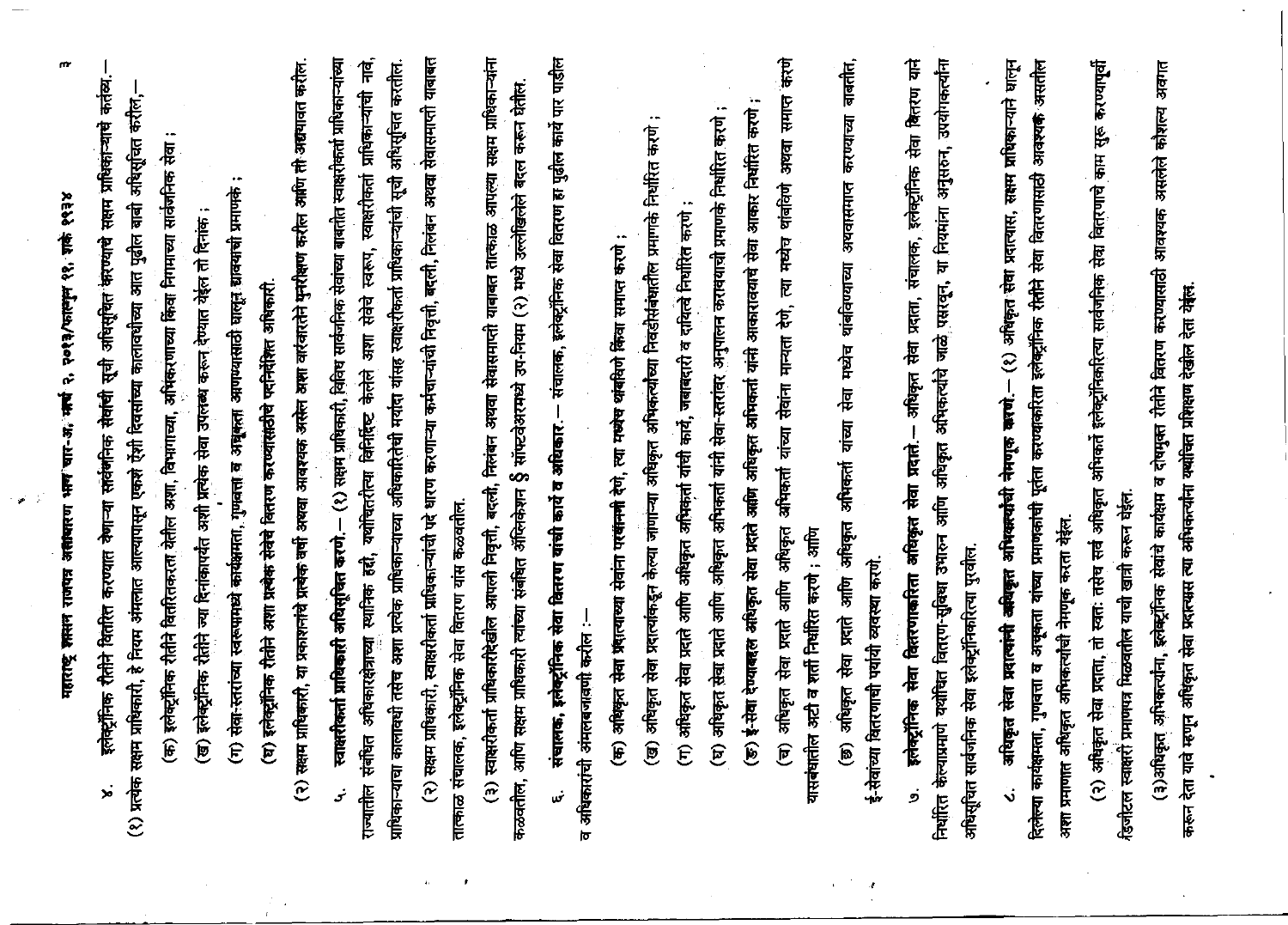४. इलेक्ट्रॉनिक रीतीने वितरित करण्यात येणाऱ्या सार्वजनिक सेवांची सूची अधिसूचित करण्याचे सक्षम प्राधिकाऱ्यांचे कर्तव्य.— (१) प्रत्येक सक्षम प्राधिकारी, हे नियम अंमलात आल्यापासून एकशे ऐंशी दिवसांच्या कालावधीच्या आत पुढील बाबी अधिसूचित करील,—

(क) इलेक्ट्रॉनिक रीतीने वितरितकरता येतील अशा, विभागाच्या, अभिकरणाच्या किंवा निगमाच्या सार्वजनिक सेवा ;

(ख) इलेक्ट्रॉनिक रीतीने ज्या दिनांकापर्यंत अशी प्रत्येक सेवा उपलब्ध करून देण्यात येईल तो दिनांक ;

(ग) सेवा-स्तरांच्या स्वरूपामध्ये कार्यक्षमता, गुणवत्ता व अधूकता आणण्यासाठी घालून द्यावयाची प्रमाणके ;

(घ) इलेक्ट्रॉनिक रीतीने अशा प्रत्येक सेवेचे वितरण करण्यासाठीचे पदनिर्देशित अधिकारी.

(२) सक्षम प्राधिकारी, या प्रकाशनाचे प्रत्येक वर्षी अथवा आवश्यक असेल अशा वारंवारतेने पुनर्विलोकन करील आणि ती अद्ययावत करील.

५. स्वाक्षरीकर्ता प्राधिकारी अधिसूचित करणे.— (१) सक्षम प्राधिकारी, विविध सार्वजनिक सेवांच्या बाबतीत स्वाक्षरीकर्ता प्राधिकाऱ्यांच्या राज्यातील संबंधित अधिकारक्षेत्राच्या स्थानिक हद्दी, यथोचितरित्या विनिर्दिष्ट केलेले अशा सेवेचे स्वरूप, स्वाक्षरीकर्ता प्राधिकाऱ्यांची नावे, प्राधिकाऱ्याचा कालावधी तसेच अशा प्रत्येक प्राधिकाऱ्याच्या अधिकारितेची मर्यादा यांसह स्वाक्षरीकर्ता प्राधिकाऱ्यांची सूची अधिसूचित करतील.

(२) सक्षम प्राधिकारी, स्वाक्षरीकर्ता प्राधिकाऱ्यांची पदे धारण करणाऱ्या कर्मचाऱ्यांची नियुक्ती, बदली, निलंबन अथवा सेवासमाप्ती याबाबत तात्काळ संचालक, इलेक्ट्रॉनिक सेवा वितरण यांस कळवतील.

(३) स्वाक्षरीकर्ता प्राधिकारीदेखील आपली नियुक्ती, बदली, निलंबन अथवा सेवासमाप्ती याबाबत तात्काळ आपल्या सक्षम प्राधिकाऱ्यांना कळवतील, आणि सक्षम प्राधिकारी त्यांच्या संबंधित ॲप्लिकेशन ई सॉफ्टवेअरमध्ये उप-नियम (२) मध्ये उल्लेखिलेले बदल करून घेतील.

६. संचालक, इलेक्ट्रॉनिक सेवा वितरण यांची कार्ये व अधिकार.— संचालक, इलेक्ट्रॉनिक सेवा वितरण हा पुढील कार्य पार पाडील व अधिकारांची अंमलबजावणी करील :—

(क) अधिकृत सेवा प्रदात्यांच्या सेवांना परवानगी देणे, त्या मध्येच थांबविणे किंवा समाप्त करणे ;

(ख) अधिकृत सेवा प्रदात्यांकडून केल्या जाणाऱ्या अधिकृत अभिकर्त्यांच्या निवडीसंबंधीतील प्रमाणके निर्धारित करणे ;

(ग) अधिकृत सेवा प्रदाते आणि अधिकृत अभिकर्ता यांची कार्ये, जबाबदारी व दायित्वे निर्धारित करणे ;

(घ) अधिकृत सेवा प्रदाते आणि अधिकृत अभिकर्ता यांनी सेवा-स्तरांवर अनुपालन करावयाची प्रमाणके निर्धारित करणे ;

(ङ) ई-सेवा देण्याबद्दल अधिकृत सेवा प्रदाते आणि अधिकृत अभिकर्ता यांनी आकारावयाचे सेवा आकार निर्धारित करणे ;

(च) अधिकृत सेवा प्रदाते आणि अधिकृत अभिकर्ता यांच्या सेवांना मान्यता देणे, त्या मध्येच थांबविणे अथवा समाप्त करणे यासंबंधातील अटी व शर्ती निर्धारित करणे ; आणि

(छ) अधिकृत सेवा प्रदाते आणि अधिकृत अभिकर्ता यांच्या सेवा मध्येच थांबविण्याच्या अथवासमाप्त करण्याच्या बाबतीत, ई-सेवांच्या वितरणाची पर्यायी व्यवस्था करणे.

७. इलेक्ट्रॉनिक सेवा वितरणाकरिता अधिकृत सेवा प्रदाते.— अधिकृत सेवा प्रदाता, संचालक, इलेक्ट्रॉनिक सेवा वितरण याने निर्धारित केल्याप्रमाणे यथोचित वितरण-सुविधा उभारून आणि अधिकृत अभिकर्त्यांचे जाळे पसरवून, या नियमांना अनुसरून, उपयोक्त्यांना अधिसूचित सार्वजनिक सेवा इलेक्ट्रॉनिकरित्या पुरवील.

८. अधिकृत सेवा प्रदात्यांनी अधिकृत अभिकर्त्यांची नेमणूक करणे.— (१) अधिकृत सेवा प्रदात्यास, सक्षम प्राधिकाऱ्याने घालून दिलेल्या कार्यक्षमता, गुणवत्ता व अचूकता यांच्या प्रमाणकांची पूर्तता करण्याकरिता इलेक्ट्रॉनिक रीतीने सेवा वितरणासाठी आवश्यक असतील अशा प्रमाणात अधिकृत अभिकर्त्यांची नेमणूक करता येईल.

(२) अधिकृत सेवा प्रदाता, तो स्वत: तसेच सर्व अधिकृत अभिकर्ता इलेक्ट्रॉनिकरित्या सार्वजनिक सेवा वितरणाचे काम सुरू करण्यापूर्वी डिजीटल स्वाक्षरी प्रमाणपत्र मिळवतील याची खात्री करून घेईल.

(३) अधिकृत अभिकर्त्यांना, इलेक्ट्रॉनिक सेवांचे कार्यक्षम व दोषमुक्त रीतीने वितरण करण्यासाठी आवश्यक असलेले कौशल्य अवगत करून देता यावे म्हणून अधिकृत सेवा प्रदात्यास त्या अभिकर्त्यांना यथोचित प्रशिक्षण देखील देता येईल.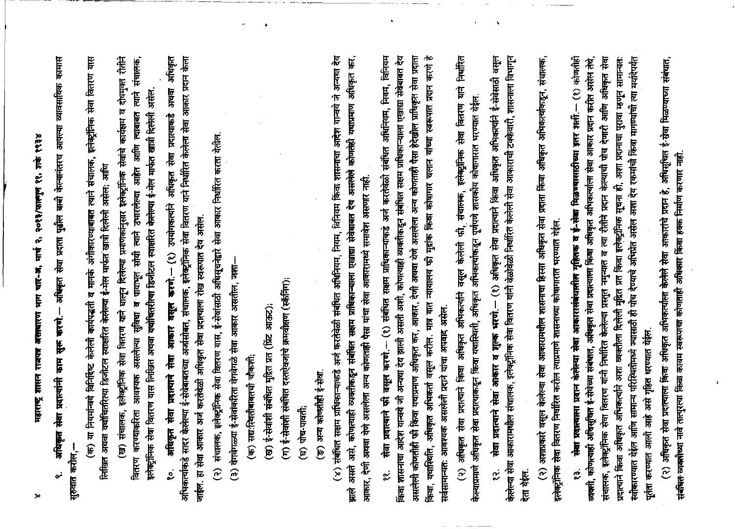९. **अधिकृत सेवा प्रदात्यांनी काम सुरू करणे.**— अधिकृत सेवा प्रदाता पुढील बाबी केल्यानंतरच आपल्या व्यावसायिक कामास सुरुवात करील,—

(क) या नियमान्वये विनिर्दिष्ट केलेली कार्यपद्धती व मानके अंगीकारण्याबाबत त्याने संचालक, इलेक्ट्रॉनिक सेवा वितरण यास लिखित अथवा यथोचितरित्या डिजीटल स्वाक्षरित केलेल्या ई-मेल मार्फत खात्री दिलेली असेल; आणि

(ख) संचालक, इलेक्ट्रॉनिक सेवा वितरण याने घालून दिलेल्या प्रमाणकांनुसार इलेक्ट्रॉनिक सेवांचे कार्यक्षम व दोषमुक्त रीतीने वितरण करण्याकरिता आवश्यक असलेल्या सुविधा व पायाभूत सोयी त्याने उभारलेल्या आहेत आणि त्याबाबत त्याने संचालक, इलेक्ट्रॉनिक सेवा वितरण यास लिखित अथवा यथोचितरीत्या डिजीटल स्वाक्षरित केलेल्या ई-मेल मार्फत खात्री दिलेली असेल.

१०. **अधिकृत सेवा प्रदात्याने सेवा आकार वसूल करणे.**— (१) उपयोगकर्त्याने अधिकृत सेवा प्रदात्याकडे अथवा अधिकृत अभिकर्त्याकडे सादर केलेल्या ई-सेवाबाबतच्या अर्जासोबत, संचालक, इलेक्ट्रॉनिक सेवा वितरण याने निर्धारित केलेला सेवा आकार प्रदान केला जाईल. हा सेवा आकार अर्ज करतेवेळी अधिकृत सेवा प्रदात्याला रोख स्वरूपात देय असेल.

(२) संचालक, इलेक्ट्रॉनिक सेवा वितरण यास, ई-सेवांसाठी अधिसूचनेद्वारे सेवा आकार निर्धारित करता येतील.

(३) वेगवेगळ्या ई-सेवांकरिता वेगवेगळे सेवा आकार असतील, जसा—

(क) सद्य:स्थितीबाबतची चौकशी;

(ख) ई-सेवांशी संबंधित मुद्रित प्रत (प्रिंट आऊट);

(ग) ई-सेवांशी संबंधित दस्तऐवजांचे क्रमवीक्षण (स्कॅनिंग);

(घ) पोच-पावती;

(ङ) अन्य कोणतीही ई-सेवा.

(४) संबंधित सक्षम प्राधिकाऱ्याकडे अर्ज करतेवेळी संबंधित अधिनियम, नियम, विनियम किंवा शासनाचा आदेश यान्वये जे अन्यथा देय झाले असते असे, कोणत्याही व्यक्तीकडून संबंधित सक्षम प्राधिकाऱ्याला एखाद्या सेवेबाबत देय असलेले कोणतेही यथाप्रमाण अधिकृत कर, आकार, देणी अथवा येणे असलेला अन्य कोणताही पैसा यांचा सेवा आकारामध्ये समावेश असणार नाही.

११. **सेवा प्रदात्याने फी वसूल करणे.**— (१) संबंधित सक्षम प्राधिकाऱ्याकडे अर्ज करतेवेळी संबंधित अधिनियम, नियम, विनियम किंवा शासनाचा आदेश यान्वये जी अन्यथा देय झाली असती अशी, कोणत्याही व्यक्तीकडून संबंधित सक्षम प्राधिकाऱ्याला एखाद्या सेवेबाबत देय असलेली कोणतीही फी किंवा यथाप्रमाण अधिकृत कर, आकार, देणी अथवा येणे असलेला अन्य कोणताही पैसा हेदेखील प्राधिकृत सेवा प्रदाता किंवा, यथास्थिति, अधिकृत अभिकर्ता वसूल करील. मात्र यात न्यायालय फी मुद्रांक किंवा कोषागार चलान यांच्या स्वरूपात प्रदान करणे हे सर्वसामान्यत: आवश्यक असलेली प्रदाने यांचा अपवाद असेल.

(२) अधिकृत सेवा प्रदात्याने किंवा अधिकृत अभिकर्त्याने वसूल केलेली फी, संचालक, इलेक्ट्रॉनिक सेवा वितरण याने निर्धारित केल्याप्रमाणे अधिकृत सेवा प्रदात्याकडून किंवा यथास्थिती, अधिकृत अभिकर्त्याकडून पूर्णपणे शासकीय कोषागारात भरण्यात येईल.

१२. **सेवा प्रदात्याने सेवा आकार व शुल्क भरणे.**— (१) अधिकृत सेवा प्रदात्याने किंवा अधिकृत अभिकर्त्याने ई-सेवेसाठी वसूल केलेल्या सेवा आकारामधील संचालक, इलेक्ट्रॉनिक सेवा वितरण यांनी वेळोवेळी निर्धारित केलेली सेवा आकाराची टक्केवारी, शासनाला विभागून देता येईल.

(२) अशाप्रकारे वसूल केलेल्या सेवा आकारामधील शासनाचा हिस्सा अधिकृत सेवा प्रदाता किंवा अधिकृत अभिकर्त्याकडून, संचालक, इलेक्ट्रॉनिक सेवा वितरण निर्धारित करील त्याप्रमाणे शासनाच्या कोषागारात भरण्यात येईल.

१३. **सेवा प्रदानाला प्रदान केलेल्या सेवा आकारासंबंधातील गृहितके व ई-सेवा मिळण्यासाठीच्या इतर शर्ती.**— (१) कोणतीही व्यक्ती, कोणत्याही अधिसूचित ई-सेवेच्या संबंधात, अधिकृत सेवा प्रदात्याला किंवा अधिकृत अभिकर्त्याला सेवा आकार प्रदान करील असेल तेथे, संचालक, इलेक्ट्रॉनिक सेवा वितरण यांनी निर्धारित केलेल्या प्रस्तुत नमुन्यात व त्या रीतीने प्रदान केल्याची पोच देणारी आणि अधिकृत सेवा प्रदात्याने किंवा अधिकृत अभिकर्त्याने अशा व्यक्तीला दिलेली मुद्रित प्रत किंवा इलेक्ट्रॉनिक सूचना ही, अशा प्रदानाचा पुरावा म्हणून सामान्यत: स्वीकारण्यात येईल आणि सामान्य परिस्थितीमध्ये ज्यासाठी ही पोच देण्याचे अभिप्रेत असेल अशा देय रकमेची किंवा मागणीची त्या मर्यादेपर्यंत पूर्तता करण्यात आली आहे असे गृहित धरण्यात येईल.

(२) अधिकृत सेवा प्रदात्याला किंवा अधिकृत अभिकर्त्याला केलेले सेवा आकाराचे प्रदान हे, अधिसूचित ई-सेवा मिळण्याच्या संबंधात, संबंधित व्यक्तीच्या नावे तात्पुरत्या किंवा कायम स्वरूपाचा कोणताही अधिकार किंवा हक्क निर्माण करणार नाही.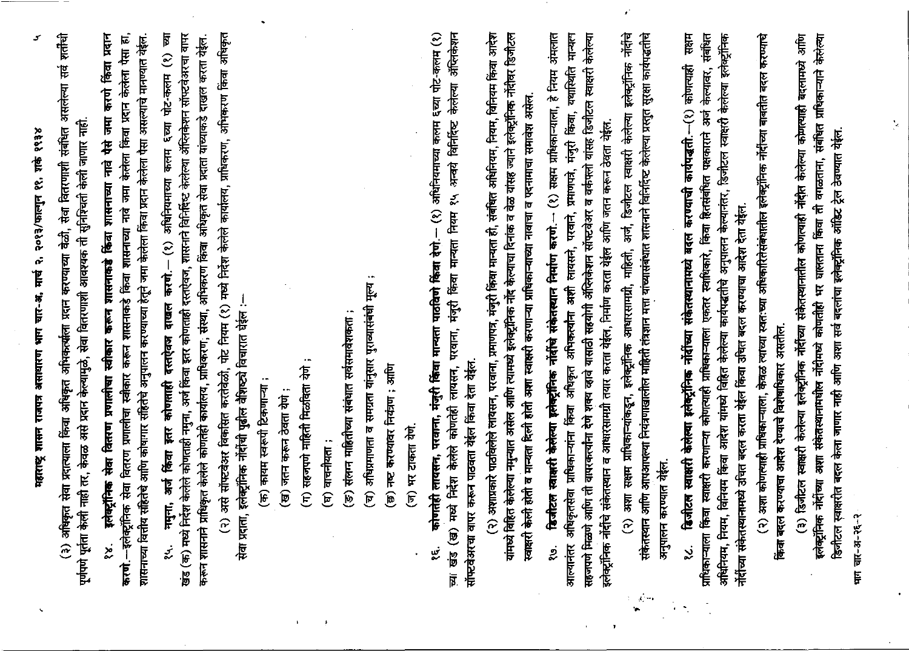(३) अधिकृत सेवा प्रदात्याला किंवा अधिकृत अभिकर्त्याला प्रदान करण्याच्या वेळी, सेवा वितरणाशी संबंधित असलेल्या सर्व शर्तीची पूर्णपणे पूर्तता केली नाही तर, केवळ असे प्रदान केल्यामुळे, सेवा वितरणाशी आवश्यक ती सुनिश्चिती केली जाणार नाही.

१४. **इलेक्ट्रॉनिक सेवा वितरण प्रणालीचा स्वीकार करून शासनाकडे किंवा शासनाच्या नावे पैसे जमा करणे किंवा प्रदान करणे.**—इलेक्ट्रॉनिक सेवा वितरण प्रणालीचा स्वीकार करून शासनाकडे किंवा शासनाच्या नावे जमा केलेला किंवा प्रदान केलेला पैसा हा, शासनाच्या वित्तीय संहितेचे आणि कोषागार संहितेचे अनुपालन करण्याच्या हेतूने जमा केलेला किंवा प्रदान केलेला पैसा असल्याचे मानण्यात येईल.

१५. **नमुना, अर्ज किंवा इतर कोणताही दस्तऐवज दाखल करणे.**—(१) अधिनियमाच्या कलम ६च्या पोट-कलम (१) च्या खंड (क) मध्ये निर्देश केलेले कोणताही नमुना, अर्ज किंवा इतर कोणताही दस्तऐवज, शासनाने विनिर्दिष्ट केलेल्या ॲप्लिकेशन सॉफ्टवेअरचा वापर करून शासनाने प्राधिकृत केलेले कोणतेही कार्यालय, प्राधिकरण, संस्था, अभिकरण किंवा अधिकृत सेवा प्रदाता यांच्याकडे दाखल करता येईल.

(२) असे सॉफ्टवेअर विकसित करतेवेळी, पोट नियम (१) मध्ये निर्देश केलेले कार्यालय, प्राधिकरण, अभिकरण किंवा अधिकृत सेवा प्रदाता, इलेक्ट्रॉनिक नोंदींची पुढील वैशिष्ट्ये विचारात घेईल :—

(क) कायम स्वरूपी टिकणाऱ्या ;

(ख) जतन करून ठेवता येणे ;

(ग) सहजपणे माहिती मिळविता येणे ;

(घ) वाचनीयता ;

(ङ) संलग्न माहितीच्या संबंधात सर्वसमावेशकता ;

(च) अधिप्रमाणता व समग्रता यांनुसार पुराव्यासंबंधी मूल्य ;

(छ) नष्ट करण्यावर नियंत्रण ; आणि

(ज) भर टाकता येणे.

१६. **कोणतेही लायसन, परवाना, मंजुरी किंवा मान्यता पाठविणे किंवा देणे.**—(१) अधिनियमाच्या कलम ६च्या पोट-कलम (१) च्या खंड (ख) मध्ये निर्देश केलेले कोणतेही लायसन, परवाना, मंजुरी किंवा मान्यता नियम १५ अन्वये विनिर्दिष्ट केलेल्या ॲप्लिकेशन सॉफ्टवेअरचा वापर करून पाठविता येईल किंवा देता येईल.

(२) अशाप्रकारे पाठविलेले लायसन, परवाना, प्रमाणपत्र, मंजुरी किंवा मान्यता ही, संबंधित अधिनियम, नियम, विनियम किंवा आदेश यांमध्ये विहित केलेल्या नमुन्यात असेल आणि त्यामध्ये इलेक्ट्रॉनिक नोंद केल्याचा दिनांक व वेळ यांसह ज्याने इलेक्ट्रॉनिक नोंदीवर डिजीटल स्वाक्षरी केली होती व मान्यता दिली होती अशा स्वाक्षरी कारणाऱ्या प्राधिकाऱ्याच्या नावाचा व पदनामाचा समावेश असेल.

१७. **डिजीटल स्वाक्षरी केलेल्या इलेक्ट्रॉनिक नोंदीचे संकेतस्थान निर्माण करणे.**—(१) सक्षम प्राधिकाऱ्याला, हे नियम अंमलात आल्यानंतर अधिकृतसेवा प्राधिकाऱ्यांना किंवा अधिकृत अभिकर्त्यांना अशी लायसने, परवाने, प्रमाणपत्रे, मंजुरी किंवा, यथास्थिति मान्यता सहजपणे मिळणे आणि ती वापरकर्त्यांना देणे शक्य व्हावे यासाठी सहयोगी ॲप्लिकेशन सॉफ्टवेअर व वकिल्पे यांसह डिजीटल स्वाक्षरी केलेल्या इलेक्ट्रॉनिक नोंदींचे संकेतस्थान व आधारसामग्री तयार करता येईल, निर्माण करता येईल आणि जतन करून ठेवता येईल.

(२) अशा सक्षम प्राधिकाऱ्यांकडून, इलेक्ट्रॉनिक आधारसामग्री, माहिती, अर्ज, डिजीटल स्वाक्षरी केलेल्या इलेक्ट्रॉनिक नोंदींचे संकेतस्थान आणि आपआपल्या नियंत्रणाखालील माहिती तंत्रज्ञान मत्ता यांच्यासंबंधात शासनाने विनिर्दिष्ट केलेल्या प्रस्तुत सुरक्षा कार्यपद्धतीचे अनुपालन करण्यात येईल.

१८. **डिजीटल स्वाक्षरी केलेल्या इलेक्ट्रॉनिक नोंदीच्या संकेतस्थानामध्ये बदल करण्याची कार्यपद्धती.**—(१) कोणत्याही सक्षम प्राधिकाऱ्याला किंवा स्वाक्षरी करणाऱ्या कोणत्याही प्राधिकाऱ्याला एकतर स्वाधिकारे, किंवा हितसंबंधित पक्षकाराने अर्ज केल्यावर, संबंधित अधिनियम, नियम, विनियम किंवा आदेश यांमध्ये विहित केलेल्या कार्यपद्धतीचे अनुपालन केल्यानंतर, डिजीटल स्वाक्षरी केलेल्या इलेक्ट्रॉनिक नोंदीच्या संकेतस्थानामध्ये उचित बदल करता येईल किंवा उचित बदल करण्याचा आदेश देता येईल.

(२) अशा कोणत्याही प्राधिकाऱ्याला, केवळ त्याच्या स्वतःच्या अधिकारितेसंबंधातील इलेक्ट्रॉनिक नोंदींच्या बाबतीत बदल करण्याचे किंवा बदल करण्याचा आदेश देण्याचे विशेषाधिकार असतील.

(३) डिजीटल स्वाक्षरी केलेल्या इलेक्ट्रॉनिक नोंदीच्या संकेतस्थानातील कोणत्याही नोंदीत केलेल्या कोणत्याही बदलामध्ये आणि इलेक्ट्रॉनिक नोंदीच्या अशा संकेतस्थानामधील नोंदीमध्ये कोणतीही भर घालताना किंवा ती वगळताना, संबंधित प्राधिकाऱ्याने केलेल्या डिजीटल स्वाक्षरीत बदल केला जाणार नाही आणि अशा सर्व बदलाचा इलेक्ट्रॉनिक ऑडिट ट्रेल ठेवण्यात येईल.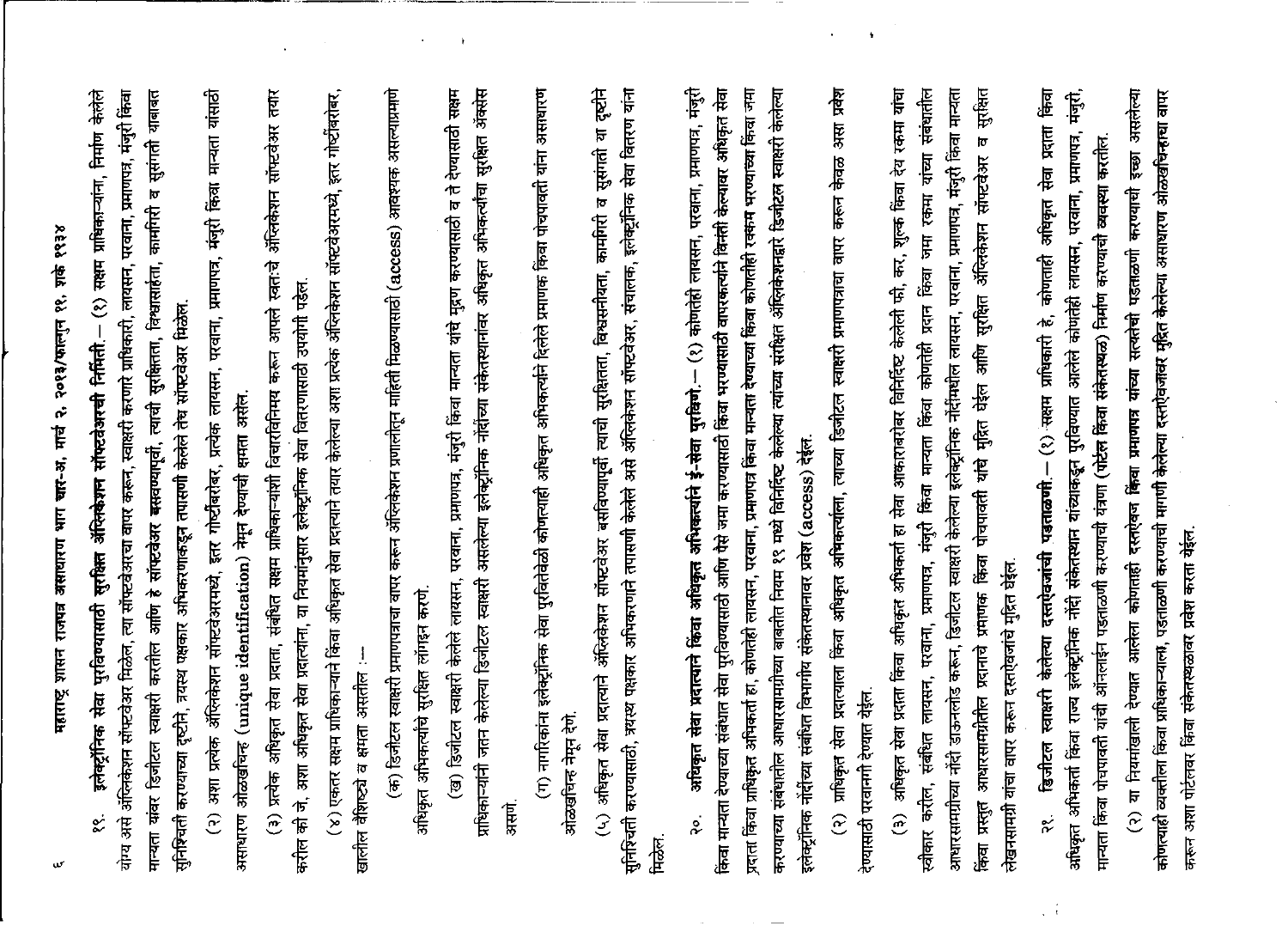१९. **इलेक्ट्रॉनिक सेवा पुरविण्यासाठी सुरक्षित ॲप्लिकेशन सॉफ्टवेअरची निर्मिती.**— (१) सक्षम प्राधिकाऱ्यांना, निर्माण केलेले योग्य असे ॲप्लिकेशन सॉफ्टवेअर मिळेल, त्या सॉफ्टवेअरचा वापर करून, स्वाक्षरी करणारे प्राधिकारी, लायसन, परवाना, प्रमाणपत्र, मंजुरी किंवा मान्यता यांवर डिजीटल स्वाक्षरी करतील आणि हे सॉफ्टवेअर बसवण्यापूर्वी, त्याची सुरक्षितता, विश्वासार्हता, कामगिरी व सुसंगती याबाबत सुनिश्चिती करण्याच्या दृष्टीने, त्रयस्थ पक्षकार अभिकरणाकडून तपासणी केलेले तेच सॉफ्टवेअर मिळेल.

(२) अशा प्रत्येक ॲप्लिकेशन सॉफ्टवेअरमध्ये, इतर गोष्टींबरोबर, प्रत्येक लायसन, परवाना, प्रमाणपत्र, मंजुरी किंवा मान्यता यांसाठी असाधारण ओळखचिन्ह (unique identification) नेमून देण्याची क्षमता असेल.

(३) प्रत्येक अधिकृत सेवा प्रदाता, संबंधित सक्षम प्राधिकाऱ्याशी विचारविनिमय करून आपले स्वत:चे ॲप्लिकेशन सॉफ्टवेअर तयार करील की जे, अशा अधिकृत सेवा प्रदात्यांना, या नियमानुसार इलेक्ट्रॉनिक सेवा वितरणासाठी उपयोगी पडेल.

(४) एकतर सक्षम प्राधिकाऱ्याने किंवा अधिकृत सेवा प्रदात्याने तयार केलेल्या अशा प्रत्येक ॲप्लिकेशन सॉफ्टवेअरमध्ये, इतर गोष्टींबरोबर, खालील वैशिष्ट्ये व क्षमता असतील :—

(क) डिजीटल स्वाक्षरी प्रमाणपत्राचा वापर करून ॲप्लिकेशन प्रणालीतून माहिती मिळण्यासाठी (access) आवश्यक असल्याप्रमाणे अधिकृत अभिकर्त्यांचे सुरक्षित लॉगइन करणे.

(ख) डिजीटल स्वाक्षरी केलेले लायसन, परवाना, प्रमाणपत्र, मंजुरी किंवा मान्यता यांचे मुद्रण करण्यासाठी व ते देण्यासाठी सक्षम प्राधिकाऱ्यांनी जतन केलेल्या डिजीटल स्वाक्षरी असलेल्या इलेक्ट्रॉनिक नोंदींच्या संकेतस्थानांवर अधिकृत अभिकर्त्यांचा सुरक्षित ॲक्सेस असणे.

(ग) नागरिकांना इलेक्ट्रॉनिक सेवा पुरवितेवेळी कोणत्याही अधिकृत अभिकर्त्याने दिलेले प्रमाणक किंवा पोचपावती यांना असाधारण ओळखचिन्ह नेमून देणे.

(५) अधिकृत सेवा प्रदात्याने ॲप्लिकेशन सॉफ्टवेअर बसविण्यापूर्वी त्याची सुरक्षितता, विश्वसनीयता, कामगिरी व सुसंगती या दृष्टीने सुनिश्चिती करण्यासाठी, त्रयस्थ पक्षकार अभिकरणाने तपासणी केलेले असे ॲप्लिकेशन सॉफ्टवेअर, संचालक, इलेक्ट्रॉनिक सेवा वितरण यांना मिळेल.

२०. **अधिकृत सेवा प्रदात्याने किंवा अधिकृत अभिकर्त्याने ई-सेवा पुरविणे.**— (१) कोणतेही लायसन, परवाना, प्रमाणपत्र, मंजुरी किंवा मान्यता देण्याच्या संबंधात सेवा पुरविण्यासाठी आणि पैसे जमा करण्यासाठी किंवा भरण्यासाठी वापरकर्त्याने विनंती केल्यावर अधिकृत सेवा प्रदाता किंवा प्राधिकृत अभिकर्ता हा, कोणतेही लायसन, परवाना, प्रमाणपत्र किंवा मान्यता देण्याच्या किंवा कोणतीही रक्कम भरण्याच्या किंवा जमा करण्याच्या संबंधातील आधारसामग्रीच्या बाबतीत नियम १९ मध्ये विनिर्दिष्ट केलेल्या त्यांच्या संबंधित ॲप्लिकेशनद्वारे डिजीटल स्वाक्षरी केलेल्या इलेक्ट्रॉनिक नोंदींच्या संबंधित विभागीय संकेतस्थानावर प्रवेश (access) देईल.

(२) प्राधिकृत सेवा प्रदात्याला किंवा अधिकृत अभिकर्त्याला, त्याच्या डिजीटल स्वाक्षरी प्रमाणपत्राचा वापर करून केवळ असा प्रवेश देण्यासाठी परवानगी देण्यात येईल.

(३) अधिकृत सेवा प्रदाता किंवा अधिकृत अभिकर्ता हा सेवा आकाराबरोबर विनिर्दिष्ट केलेली फी, कर, शुल्क किंवा देय रकमा यांचा स्वीकार करील, संबंधित लायसन, परवाना, प्रमाणपत्र, मंजुरी किंवा मान्यता किंवा कोणतेही प्रदान किंवा जमा रकमा यांच्या संबंधातील आधारसामग्रीच्या नोंदी डाऊनलोड करून, डिजीटल स्वाक्षरी केलेल्या इलेक्ट्रॉनिक नोंदींमधील लायसन, परवाना, प्रमाणपत्र, मंजुरी किंवा मान्यता किंवा प्रस्तुत आधारसामग्रीतील प्रदानाचे प्रमाणक किंवा पोचपावती यांचे मुद्रित घेईल आणि सुरक्षित ॲप्लिकेशन सॉफ्टवेअर व सुरक्षित लेखनसामग्री यांचा वापर करून दस्तऐवजांचे मुद्रित घेईल.

२१. **डिजीटल स्वाक्षरी केलेल्या दस्तऐवजांची पडताळणी.**— (१) सक्षम प्राधिकारी हे, कोणताही अधिकृत सेवा प्रदाता किंवा अधिकृत अभिकर्ता किंवा राज्य इलेक्ट्रॉनिक नोंदी संकेतस्थान यांच्याकडून पुरविण्यात आलेले कोणतेही लायसन, परवाना, प्रमाणपत्र, मंजुरी, मान्यता किंवा पोचपावती यांची ऑनलाईन पडताळणी करण्याची यंत्रणा (पोर्टल किंवा संकेतस्थळ) निर्माण करण्याची व्यवस्था करतील.

(२) या नियमांखाली देण्यात आलेला कोणताही दस्तऐवज किंवा प्रमाणपत्र यांच्या सत्यतेची पडताळणी करण्याची इच्छा असलेल्या कोणत्याही व्यक्तीला किंवा प्राधिकाऱ्याला, पडताळणी करण्याची मागणी केलेल्या दस्तऐवजावर मुद्रित केलेल्या असाधारण ओळखचिन्हाचा वापर करून अशा पोर्टलवर किंवा संकेतस्थळावर प्रवेश करता येईल.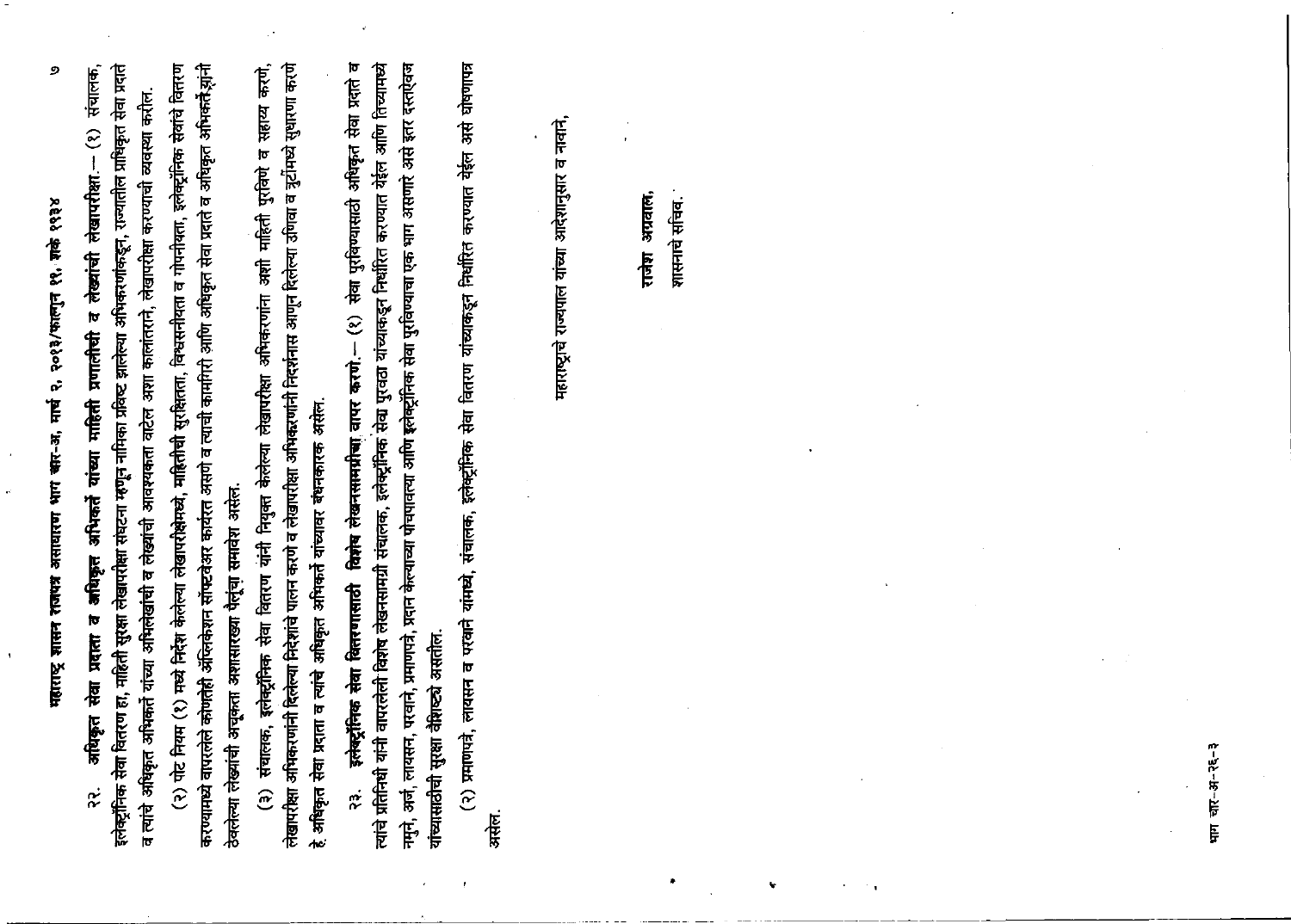२२. **अधिकृत सेवा प्रदाता व अधिकृत अभिकर्ते यांच्या माहिती प्रणालीची व लेख्यांची लेखापरीक्षा.**— (१) संचालक, इलेक्ट्रॉनिक सेवा वितरण हा, माहिती सुरक्षा लेखापरीक्षा संघटना म्हणून नामिका प्रविष्ट झालेल्या अभिकरणांकडून, राज्यातील प्राधिकृत सेवा प्रदाते व त्यांचे अधिकृत अभिकर्ते यांच्या अभिलेखांची व लेख्यांची आवश्यकता वाटेल अशा कालांतराने, लेखापरीक्षा करण्याची व्यवस्था करील.

(२) पोट नियम (१) मध्ये निर्देश केलेल्या लेखापरीक्षेमध्ये, माहितीची सुरक्षितता, विश्वसनीयता व गोपनीयता, इलेक्ट्रॉनिक सेवांचे वितरण करण्यामध्ये वापरलेले कोणतेही ॲप्लिकेशन सॉफ्टवेअर कार्यरत असणे व त्यांची कामगिरी आणि अधिकृत सेवा प्रदाते व अधिकृत अभिकर्ते यांनी ठेवलेल्या लेख्यांची अचूकता अशासारख्या पैलूंचा समावेश असेल.

(३) संचालक, इलेक्ट्रॉनिक सेवा वितरण यांनी नियुक्त केलेल्या लेखापरीक्षा अभिकरणांना अशी माहिती पुरविणे व सहाय्य करणे, लेखापरीक्षा अभिकरणांनी दिलेल्या निदेशांचे पालन करणे व लेखापरीक्षा अभिकरणांनी निदर्शनास आणून दिलेल्या उणिवा व त्रुटींमध्ये सुधारणा करणे हे अधिकृत सेवा प्रदाता व त्यांचे अधिकृत अभिकर्ते यांच्यावर बंधनकारक असेल.

२३. **इलेक्ट्रॉनिक सेवा वितरणासाठी विशेष लेखनसामग्रीचा वापर करणे.**— (१) सेवा पुरविण्यासाठी अधिकृत सेवा प्रदाते व त्यांचे प्रतिनिधी यांनी वापरलेली विशेष लेखनसामग्री संचालक, इलेक्ट्रॉनिक सेवा पुरवठा यांच्याकडून निर्धारित करण्यात येईल आणि तिच्यामध्ये नमुने, अर्ज, लायसन, परवाने, प्रमाणपत्रे, प्रदान केल्याच्या पोचपावत्या आणि इलेक्ट्रॉनिक सेवा पुरविण्याचा एक भाग असणारे असे इतर दस्तऐवज यांच्यासाठीची सुरक्षा वैशिष्ट्ये असतील.

(२) प्रमाणपत्रे, लायसन व परवाने यामध्ये, संचालक, इलेक्ट्रॉनिक सेवा वितरण यांच्याकडून निर्धारित करण्यात येईल असे घोषणापत्र असेल.

महाराष्ट्राचे राज्यपाल यांच्या आदेशानुसार व नावाने,

राजेश अग्रवाल,
शासनाचे सचिव.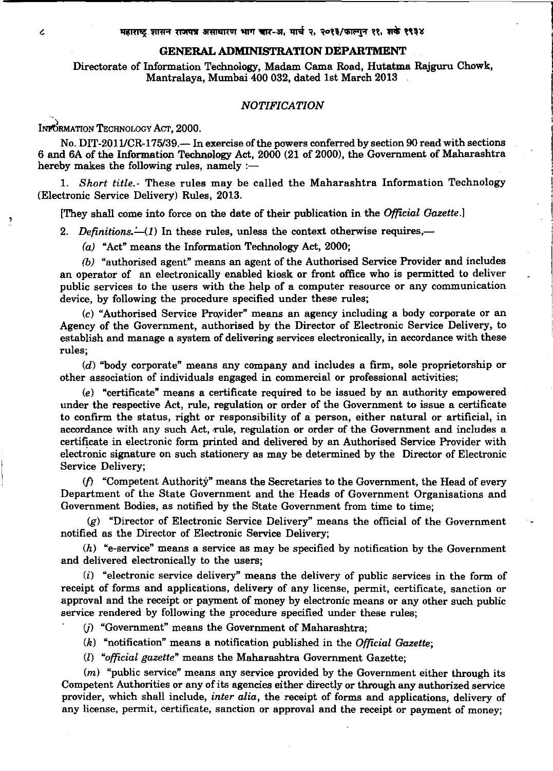## GENERAL ADMINISTRATION DEPARTMENT

Directorate of Information Technology, Madam Cama Road, Hutatma Rajguru Chowk, Mantralaya, Mumbai 400 032, dated 1st March 2013

### *NOTIFICATION*

INFORMATION TECHNOLOGY ACT, 2000.

No. DIT-2011/CR-175/39.— In exercise of the powers conferred by section 90 read with sections 6 and 6A of the Information Technology Act, 2000 (21 of 2000), the Government of Maharashtra hereby makes the following rules, namely :—

1. *Short title.*- These rules may be called the Maharashtra Information Technology (Electronic Service Delivery) Rules, 2013.

[They shall come into force on the date of their publication in the *Official Gazette*.]

2. *Definitions.*—(*1*) In these rules, unless the context otherwise requires,—

(*a*) "Act" means the Information Technology Act, 2000;

(*b*) "authorised agent" means an agent of the Authorised Service Provider and includes an operator of an electronically enabled kiosk or front office who is permitted to deliver public services to the users with the help of a computer resource or any communication device, by following the procedure specified under these rules;

(*c*) "Authorised Service Provider" means an agency including a body corporate or an Agency of the Government, authorised by the Director of Electronic Service Delivery, to establish and manage a system of delivering services electronically, in accordance with these rules;

(*d*) "body corporate" means any company and includes a firm, sole proprietorship or other association of individuals engaged in commercial or professional activities;

(*e*) "certificate" means a certificate required to be issued by an authority empowered under the respective Act, rule, regulation or order of the Government to issue a certificate to confirm the status, right or responsibility of a person, either natural or artificial, in accordance with any such Act, rule, regulation or order of the Government and includes a certificate in electronic form printed and delivered by an Authorised Service Provider with electronic signature on such stationery as may be determined by the Director of Electronic Service Delivery;

(*f*) "Competent Authority" means the Secretaries to the Government, the Head of every Department of the State Government and the Heads of Government Organisations and Government Bodies, as notified by the State Government from time to time;

(*g*) "Director of Electronic Service Delivery" means the official of the Government notified as the Director of Electronic Service Delivery;

(*h*) "e-service" means a service as may be specified by notification by the Government and delivered electronically to the users;

(*i*) "electronic service delivery" means the delivery of public services in the form of receipt of forms and applications, delivery of any license, permit, certificate, sanction or approval and the receipt or payment of money by electronic means or any other such public service rendered by following the procedure specified under these rules;

(*j*) "Government" means the Government of Maharashtra;

(*k*) "notification" means a notification published in the *Official Gazette*;

(*l*) "*official gazette*" means the Maharashtra Government Gazette;

(*m*) "public service" means any service provided by the Government either through its Competent Authorities or any of its agencies either directly or through any authorized service provider, which shall include, *inter alia*, the receipt of forms and applications, delivery of any license, permit, certificate, sanction or approval and the receipt or payment of money;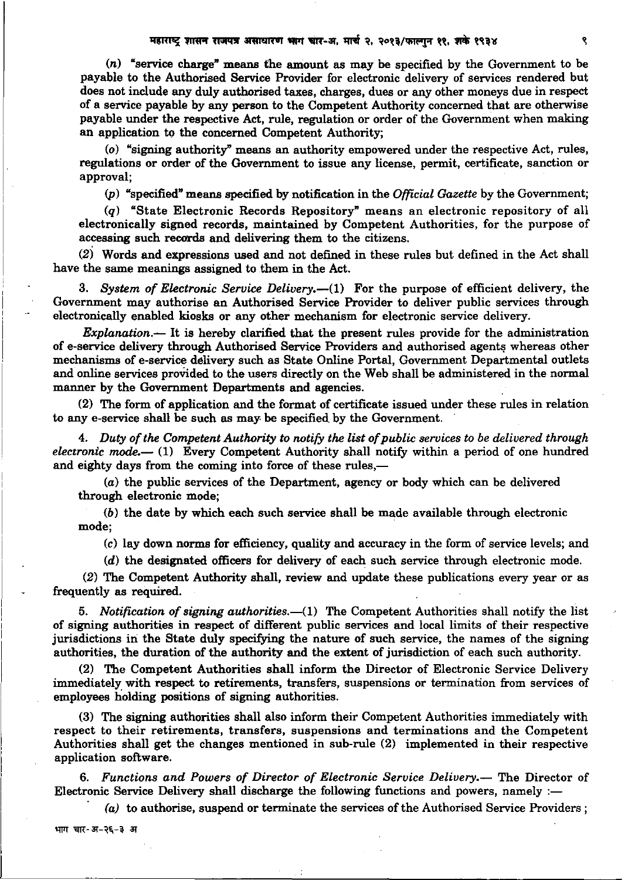(n) "service charge" means the amount as may be specified by the Government to be payable to the Authorised Service Provider for electronic delivery of services rendered but does not include any duly authorised taxes, charges, dues or any other moneys due in respect of a service payable by any person to the Competent Authority concerned that are otherwise payable under the respective Act, rule, regulation or order of the Government when making an application to the concerned Competent Authority;

(o) "signing authority" means an authority empowered under the respective Act, rules, regulations or order of the Government to issue any license, permit, certificate, sanction or approval;

(p) "specified" means specified by notification in the *Official Gazette* by the Government;

(q) "State Electronic Records Repository" means an electronic repository of all electronically signed records, maintained by Competent Authorities, for the purpose of accessing such records and delivering them to the citizens.

(2) Words and expressions used and not defined in these rules but defined in the Act shall have the same meanings assigned to them in the Act.

3. *System of Electronic Service Delivery.*—(1) For the purpose of efficient delivery, the Government may authorise an Authorised Service Provider to deliver public services through electronically enabled kiosks or any other mechanism for electronic service delivery.

*Explanation.*— It is hereby clarified that the present rules provide for the administration of e-service delivery through Authorised Service Providers and authorised agents whereas other mechanisms of e-service delivery such as State Online Portal, Government Departmental outlets and online services provided to the users directly on the Web shall be administered in the normal manner by the Government Departments and agencies.

(2) The form of application and the format of certificate issued under these rules in relation to any e-service shall be such as may be specified by the Government.

4. *Duty of the Competent Authority to notify the list of public services to be delivered through electronic mode.*— (1) Every Competent Authority shall notify within a period of one hundred and eighty days from the coming into force of these rules,—

(a) the public services of the Department, agency or body which can be delivered through electronic mode;

(b) the date by which each such service shall be made available through electronic mode;

(c) lay down norms for efficiency, quality and accuracy in the form of service levels; and

(d) the designated officers for delivery of each such service through electronic mode.

(2) The Competent Authority shall, review and update these publications every year or as frequently as required.

5. *Notification of signing authorities.*—(1) The Competent Authorities shall notify the list of signing authorities in respect of different public services and local limits of their respective jurisdictions in the State duly specifying the nature of such service, the names of the signing authorities, the duration of the authority and the extent of jurisdiction of each such authority.

(2) The Competent Authorities shall inform the Director of Electronic Service Delivery immediately with respect to retirements, transfers, suspensions or termination from services of employees holding positions of signing authorities.

(3) The signing authorities shall also inform their Competent Authorities immediately with respect to their retirements, transfers, suspensions and terminations and the Competent Authorities shall get the changes mentioned in sub-rule (2) implemented in their respective application software.

6. *Functions and Powers of Director of Electronic Service Delivery.*— The Director of Electronic Service Delivery shall discharge the following functions and powers, namely :—

(a) to authorise, suspend or terminate the services of the Authorised Service Providers ;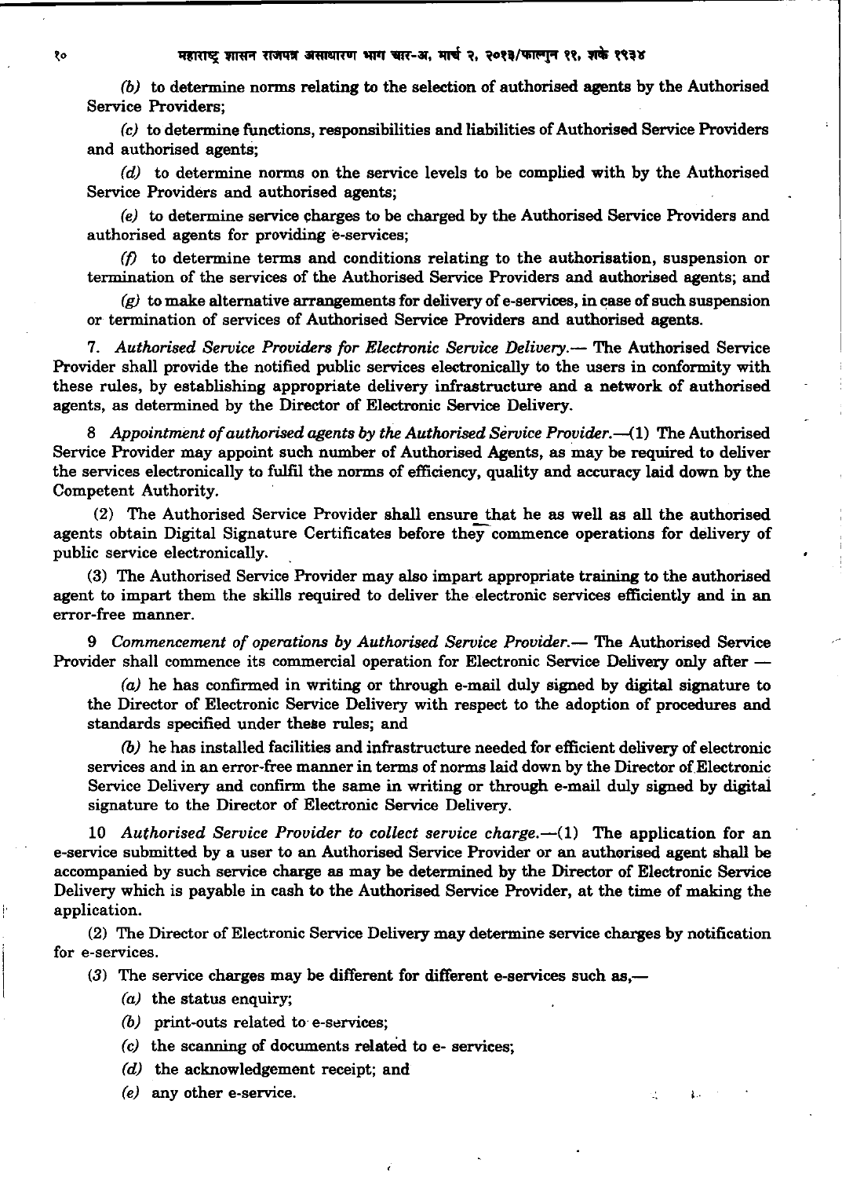*(b)* to determine norms relating to the selection of authorised agents by the Authorised Service Providers;

*(c)* to determine functions, responsibilities and liabilities of Authorised Service Providers and authorised agents;

*(d)* to determine norms on the service levels to be complied with by the Authorised Service Providers and authorised agents;

*(e)* to determine service charges to be charged by the Authorised Service Providers and authorised agents for providing e-services;

*(f)* to determine terms and conditions relating to the authorisation, suspension or termination of the services of the Authorised Service Providers and authorised agents; and

*(g)* to make alternative arrangements for delivery of e-services, in case of such suspension or termination of services of Authorised Service Providers and authorised agents.

7. *Authorised Service Providers for Electronic Service Delivery.*— The Authorised Service Provider shall provide the notified public services electronically to the users in conformity with these rules, by establishing appropriate delivery infrastructure and a network of authorised agents, as determined by the Director of Electronic Service Delivery.

8 *Appointment of authorised agents by the Authorised Service Provider.*—(1) The Authorised Service Provider may appoint such number of Authorised Agents, as may be required to deliver the services electronically to fulfil the norms of efficiency, quality and accuracy laid down by the Competent Authority.

(2) The Authorised Service Provider shall ensure that he as well as all the authorised agents obtain Digital Signature Certificates before they commence operations for delivery of public service electronically.

(3) The Authorised Service Provider may also impart appropriate training to the authorised agent to impart them the skills required to deliver the electronic services efficiently and in an error-free manner.

9 *Commencement of operations by Authorised Service Provider.*— The Authorised Service Provider shall commence its commercial operation for Electronic Service Delivery only after —

*(a)* he has confirmed in writing or through e-mail duly signed by digital signature to the Director of Electronic Service Delivery with respect to the adoption of procedures and standards specified under these rules; and

*(b)* he has installed facilities and infrastructure needed for efficient delivery of electronic services and in an error-free manner in terms of norms laid down by the Director of Electronic Service Delivery and confirm the same in writing or through e-mail duly signed by digital signature to the Director of Electronic Service Delivery.

10 *Authorised Service Provider to collect service charge.*—(1) The application for an e-service submitted by a user to an Authorised Service Provider or an authorised agent shall be accompanied by such service charge as may be determined by the Director of Electronic Service Delivery which is payable in cash to the Authorised Service Provider, at the time of making the application.

(2) The Director of Electronic Service Delivery may determine service charges by notification for e-services.

(3) The service charges may be different for different e-services such as,—

*(a)* the status enquiry;

*(b)* print-outs related to e-services;

*(c)* the scanning of documents related to e- services;

*(d)* the acknowledgement receipt; and

*(e)* any other e-service.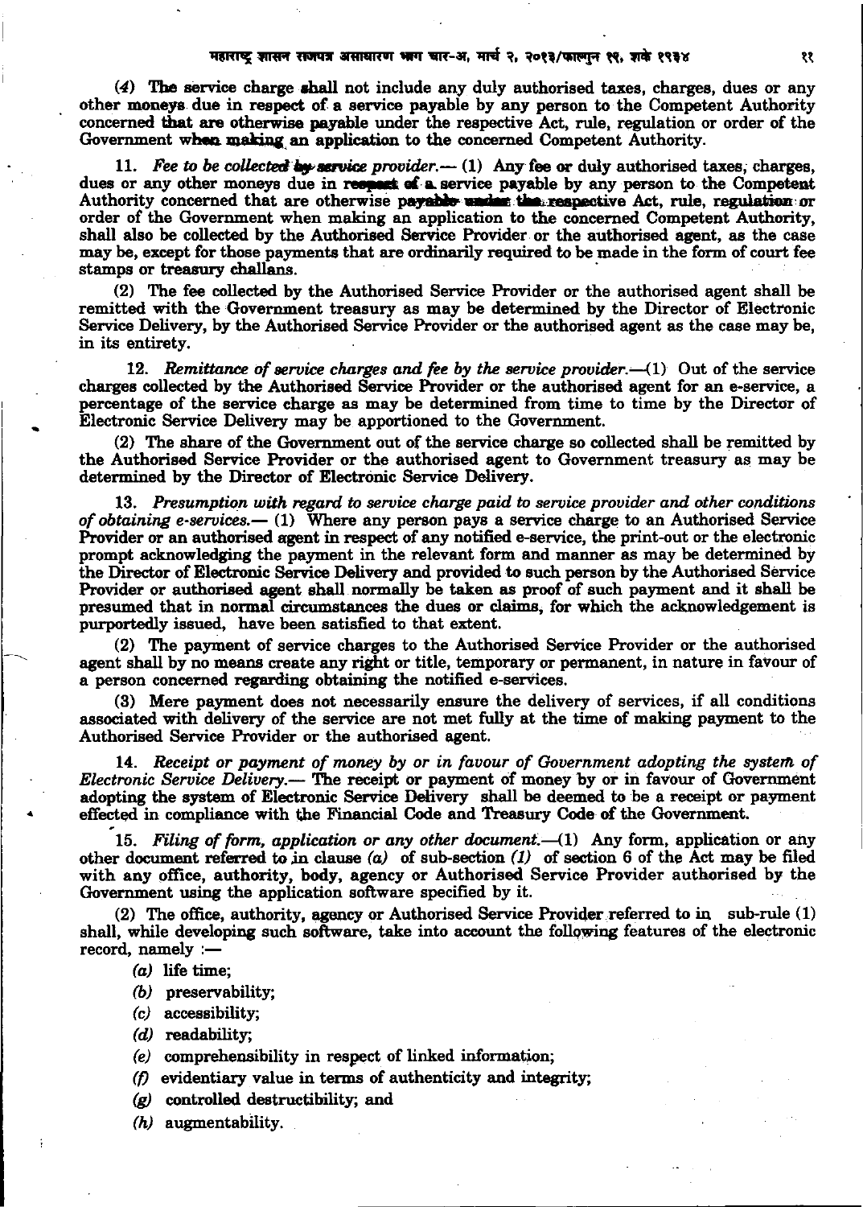(4) The service charge shall not include any duly authorised taxes, charges, dues or any other moneys due in respect of a service payable by any person to the Competent Authority concerned that are otherwise payable under the respective Act, rule, regulation or order of the Government when making an application to the concerned Competent Authority.

11. *Fee to be collected by service provider.*— (1) Any fee or duly authorised taxes, charges, dues or any other moneys due in respect of a service payable by any person to the Competent Authority concerned that are otherwise payable under the respective Act, rule, regulation or order of the Government when making an application to the concerned Competent Authority, shall also be collected by the Authorised Service Provider or the authorised agent, as the case may be, except for those payments that are ordinarily required to be made in the form of court fee stamps or treasury challans.

(2) The fee collected by the Authorised Service Provider or the authorised agent shall be remitted with the Government treasury as may be determined by the Director of Electronic Service Delivery, by the Authorised Service Provider or the authorised agent as the case may be, in its entirety.

12. *Remittance of service charges and fee by the service provider.*—(1) Out of the service charges collected by the Authorised Service Provider or the authorised agent for an e-service, a percentage of the service charge as may be determined from time to time by the Director of Electronic Service Delivery may be apportioned to the Government.

(2) The share of the Government out of the service charge so collected shall be remitted by the Authorised Service Provider or the authorised agent to Government treasury as may be determined by the Director of Electronic Service Delivery.

13. *Presumption with regard to service charge paid to service provider and other conditions of obtaining e-services.*— (1) Where any person pays a service charge to an Authorised Service Provider or an authorised agent in respect of any notified e-service, the print-out or the electronic prompt acknowledging the payment in the relevant form and manner as may be determined by the Director of Electronic Service Delivery and provided to such person by the Authorised Service Provider or authorised agent shall normally be taken as proof of such payment and it shall be presumed that in normal circumstances the dues or claims, for which the acknowledgement is purportedly issued, have been satisfied to that extent.

(2) The payment of service charges to the Authorised Service Provider or the authorised agent shall by no means create any right or title, temporary or permanent, in nature in favour of a person concerned regarding obtaining the notified e-services.

(3) Mere payment does not necessarily ensure the delivery of services, if all conditions associated with delivery of the service are not met fully at the time of making payment to the Authorised Service Provider or the authorised agent.

14. *Receipt or payment of money by or in favour of Government adopting the system of Electronic Service Delivery.*— The receipt or payment of money by or in favour of Government adopting the system of Electronic Service Delivery shall be deemed to be a receipt or payment effected in compliance with the Financial Code and Treasury Code of the Government.

15. *Filing of form, application or any other document.*—(1) Any form, application or any other document referred to in clause *(a)* of sub-section *(1)* of section 6 of the Act may be filed with any office, authority, body, agency or Authorised Service Provider authorised by the Government using the application software specified by it.

(2) The office, authority, agency or Authorised Service Provider referred to in sub-rule (1) shall, while developing such software, take into account the following features of the electronic record, namely :—

*(a)* life time;

*(b)* preservability;

*(c)* accessibility;

*(d)* readability;

*(e)* comprehensibility in respect of linked information;

*(f)* evidentiary value in terms of authenticity and integrity;

*(g)* controlled destructibility; and

*(h)* augmentability.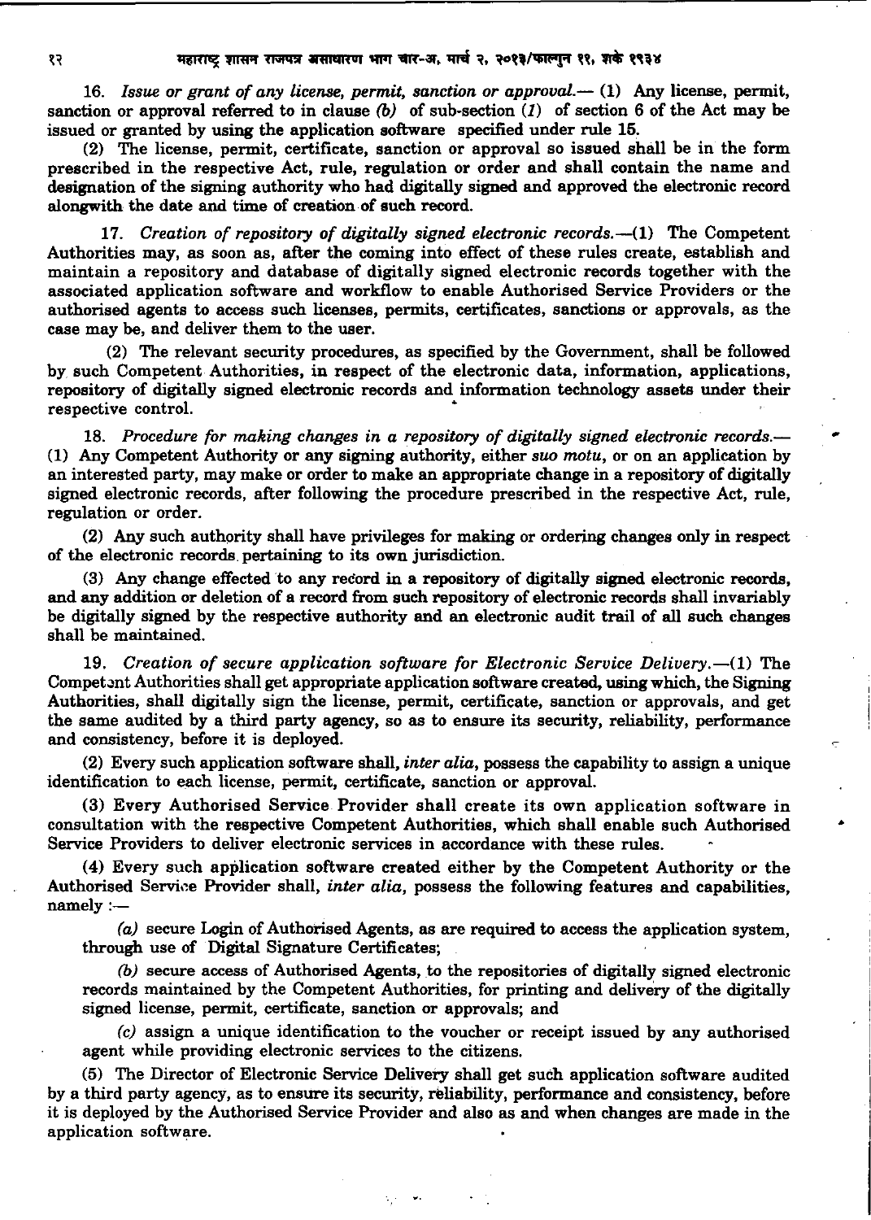16. *Issue or grant of any license, permit, sanction or approval.*— (1) Any license, permit, sanction or approval referred to in clause *(b)* of sub-section *(1)* of section 6 of the Act may be issued or granted by using the application software specified under rule 15.

(2) The license, permit, certificate, sanction or approval so issued shall be in the form prescribed in the respective Act, rule, regulation or order and shall contain the name and designation of the signing authority who had digitally signed and approved the electronic record alongwith the date and time of creation of such record.

17. *Creation of repository of digitally signed electronic records.*—(1) The Competent Authorities may, as soon as, after the coming into effect of these rules create, establish and maintain a repository and database of digitally signed electronic records together with the associated application software and workflow to enable Authorised Service Providers or the authorised agents to access such licenses, permits, certificates, sanctions or approvals, as the case may be, and deliver them to the user.

(2) The relevant security procedures, as specified by the Government, shall be followed by such Competent Authorities, in respect of the electronic data, information, applications, repository of digitally signed electronic records and information technology assets under their respective control.

18. *Procedure for making changes in a repository of digitally signed electronic records.*— (1) Any Competent Authority or any signing authority, either *suo motu*, or on an application by an interested party, may make or order to make an appropriate change in a repository of digitally signed electronic records, after following the procedure prescribed in the respective Act, rule, regulation or order.

(2) Any such authority shall have privileges for making or ordering changes only in respect of the electronic records pertaining to its own jurisdiction.

(3) Any change effected to any record in a repository of digitally signed electronic records, and any addition or deletion of a record from such repository of electronic records shall invariably be digitally signed by the respective authority and an electronic audit trail of all such changes shall be maintained.

19. *Creation of secure application software for Electronic Service Delivery.*—(1) The Competent Authorities shall get appropriate application software created, using which, the Signing Authorities, shall digitally sign the license, permit, certificate, sanction or approvals, and get the same audited by a third party agency, so as to ensure its security, reliability, performance and consistency, before it is deployed.

(2) Every such application software shall, *inter alia*, possess the capability to assign a unique identification to each license, permit, certificate, sanction or approval.

(3) Every Authorised Service Provider shall create its own application software in consultation with the respective Competent Authorities, which shall enable such Authorised Service Providers to deliver electronic services in accordance with these rules.

(4) Every such application software created either by the Competent Authority or the Authorised Service Provider shall, *inter alia*, possess the following features and capabilities, namely :—

*(a)* secure Login of Authorised Agents, as are required to access the application system, through use of Digital Signature Certificates;

*(b)* secure access of Authorised Agents, to the repositories of digitally signed electronic records maintained by the Competent Authorities, for printing and delivery of the digitally signed license, permit, certificate, sanction or approvals; and

*(c)* assign a unique identification to the voucher or receipt issued by any authorised agent while providing electronic services to the citizens.

(5) The Director of Electronic Service Delivery shall get such application software audited by a third party agency, as to ensure its security, reliability, performance and consistency, before it is deployed by the Authorised Service Provider and also as and when changes are made in the application software.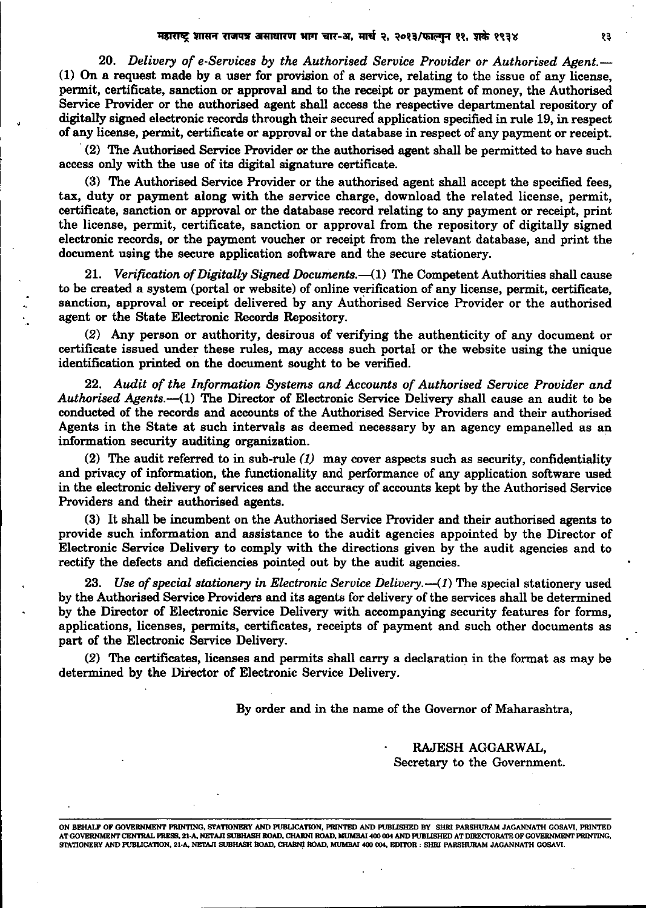20. *Delivery of e-Services by the Authorised Service Provider or Authorised Agent.*— (1) On a request made by a user for provision of a service, relating to the issue of any license, permit, certificate, sanction or approval and to the receipt or payment of money, the Authorised Service Provider or the authorised agent shall access the respective departmental repository of digitally signed electronic records through their secured application specified in rule 19, in respect of any license, permit, certificate or approval or the database in respect of any payment or receipt.

(2) The Authorised Service Provider or the authorised agent shall be permitted to have such access only with the use of its digital signature certificate.

(3) The Authorised Service Provider or the authorised agent shall accept the specified fees, tax, duty or payment along with the service charge, download the related license, permit, certificate, sanction or approval or the database record relating to any payment or receipt, print the license, permit, certificate, sanction or approval from the repository of digitally signed electronic records, or the payment voucher or receipt from the relevant database, and print the document using the secure application software and the secure stationery.

21. *Verification of Digitally Signed Documents.*—(1) The Competent Authorities shall cause to be created a system (portal or website) of online verification of any license, permit, certificate, sanction, approval or receipt delivered by any Authorised Service Provider or the authorised agent or the State Electronic Records Repository.

(2) Any person or authority, desirous of verifying the authenticity of any document or certificate issued under these rules, may access such portal or the website using the unique identification printed on the document sought to be verified.

22. *Audit of the Information Systems and Accounts of Authorised Service Provider and Authorised Agents.*—(1) The Director of Electronic Service Delivery shall cause an audit to be conducted of the records and accounts of the Authorised Service Providers and their authorised Agents in the State at such intervals as deemed necessary by an agency empanelled as an information security auditing organization.

(2) The audit referred to in sub-rule *(1)* may cover aspects such as security, confidentiality and privacy of information, the functionality and performance of any application software used in the electronic delivery of services and the accuracy of accounts kept by the Authorised Service Providers and their authorised agents.

(3) It shall be incumbent on the Authorised Service Provider and their authorised agents to provide such information and assistance to the audit agencies appointed by the Director of Electronic Service Delivery to comply with the directions given by the audit agencies and to rectify the defects and deficiencies pointed out by the audit agencies.

23. *Use of special stationery in Electronic Service Delivery.*—*(1)* The special stationery used by the Authorised Service Providers and its agents for delivery of the services shall be determined by the Director of Electronic Service Delivery with accompanying security features for forms, applications, licenses, permits, certificates, receipts of payment and such other documents as part of the Electronic Service Delivery.

(2) The certificates, licenses and permits shall carry a declaration in the format as may be determined by the Director of Electronic Service Delivery.

By order and in the name of the Governor of Maharashtra,

RAJESH AGGARWAL,
Secretary to the Government.

ON BEHALF OF GOVERNMENT PRINTING, STATIONERY AND PUBLICATION, PRINTED AND PUBLISHED BY SHRI PARSHURAM JAGANNATH GOSAVI, PRINTED AT GOVERNMENT CENTRAL PRESS, 21-A, NETAJI SUBHASH ROAD, CHARNI ROAD, MUMBAI 400 004 AND PUBLISHED AT DIRECTORATE OF GOVERNMENT PRINTING, STATIONERY AND PUBLICATION, 21-A, NETAJI SUBHASH ROAD, CHARNI ROAD, MUMBAI 400 004, EDITOR : SHRI PARSHURAM JAGANNATH GOSAVI.